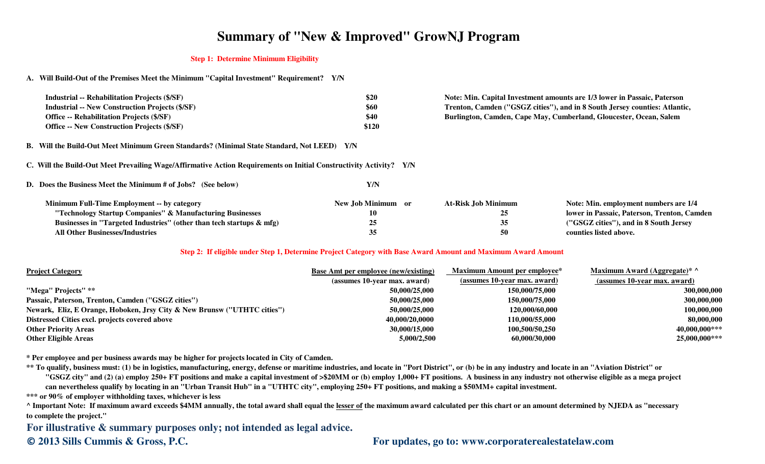# Summary of "New & Improved" GrowNJ Program

## Step 1: Determine Minimum Eligibility

**A. Will Build-Out of the Premises Meet the Minimum "Capital Investment" Requirement? Y/N**

| | |
|---|---|
| **Industrial -- Rehabilitation Projects ($/SF)** | **$20** |
| **Industrial -- New Construction Projects ($/SF)** | **$60** |
| **Office -- Rehabilitation Projects ($/SF)** | **$40** |
| **Office -- New Construction Projects ($/SF)** | **$120** |

**Note: Min. Capital Investment amounts are 1/3 lower in Passaic, Paterson Trenton, Camden ("GSGZ cities"), and in 8 South Jersey counties: Atlantic, Burlington, Camden, Cape May, Cumberland, Gloucester, Ocean, Salem**

**B. Will the Build-Out Meet Minimum Green Standards? (Minimal State Standard, Not LEED) Y/N**

**C. Will the Build-Out Meet Prevailing Wage/Affirmative Action Requirements on Initial Constructivity Activity? Y/N**

**D. Does the Business Meet the Minimum # of Jobs? (See below) Y/N**

| Minimum Full-Time Employment -- by category | New Job Minimum or | At-Risk Job Minimum |
|---|---|---|
| "Technology Startup Companies" & Manufacturing Businesses | 10 | 25 |
| Businesses in "Targeted Industries" (other than tech startups & mfg) | 25 | 35 |
| All Other Businesses/Industries | 35 | 50 |

**Note: Min. employment numbers are 1/4 lower in Passaic, Paterson, Trenton, Camden ("GSGZ cities"), and in 8 South Jersey counties listed above.**

## Step 2: If eligible under Step 1, Determine Project Category with Base Award Amount and Maximum Award Amount

| Project Category | Base Amt per employee (new/existing) (assumes 10-year max. award) | Maximum Amount per employee* (assumes 10-year max. award) | Maximum Award (Aggregate)* ^ (assumes 10-year max. award) |
|---|---|---|---|
| "Mega" Projects" ** | 50,000/25,000 | 150,000/75,000 | 300,000,000 |
| Passaic, Paterson, Trenton, Camden ("GSGZ cities") | 50,000/25,000 | 150,000/75,000 | 300,000,000 |
| Newark, Eliz, E Orange, Hoboken, Jrsy City & New Brunsw ("UTHTC cities") | 50,000/25,000 | 120,000/60,000 | 100,000,000 |
| Distressed Cities excl. projects covered above | 40,000/20,0000 | 110,000/55,000 | 80,000,000 |
| Other Priority Areas | 30,000/15,000 | 100,500/50,250 | 40,000,000*** |
| Other Eligible Areas | 5,000/2,500 | 60,000/30,000 | 25,000,000*** |

**\* Per employee and per business awards may be higher for projects located in City of Camden.**

**\*\* To qualify, business must: (1) be in logistics, manufacturing, energy, defense or maritime industries, and locate in "Port District", or (b) be in any industry and locate in an "Aviation District" or "GSGZ city" and (2) (a) employ 250+ FT positions and make a capital investment of >$20MM or (b) employ 1,000+ FT positions. A business in any industry not otherwise eligible as a mega project can nevertheless qualify by locating in an "Urban Transit Hub" in a "UTHTC city", employing 250+ FT positions, and making a $50MM+ capital investment.**

**\*\*\* or 90% of employer withholding taxes, whichever is less**

**^ Important Note: If maximum award exceeds $4MM annually, the total award shall equal the <u>lesser of</u> the maximum award calculated per this chart or an amount determined by NJEDA as "necessary to complete the project."**

**For illustrative & summary purposes only; not intended as legal advice.**

**© 2013 Sills Cummis & Gross, P.C.**

**For updates, go to: www.corporaterealestatelaw.com**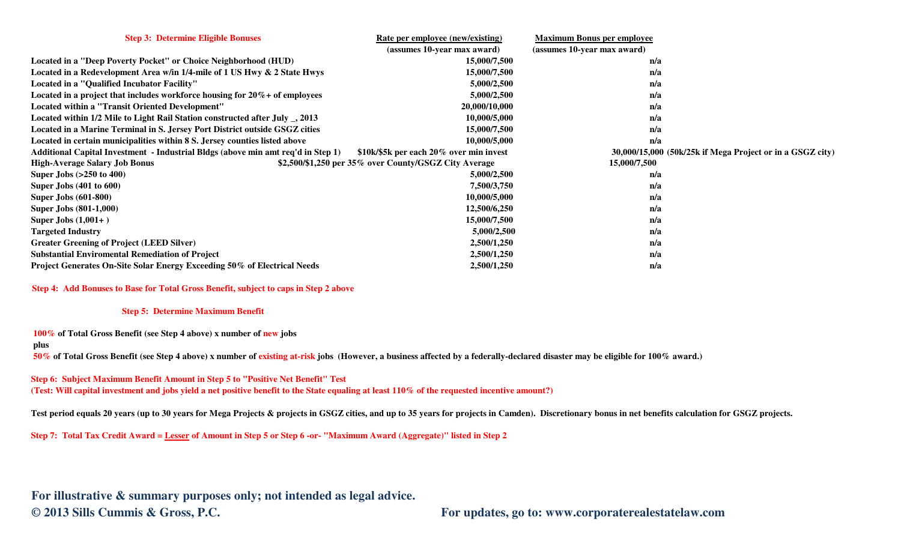### Step 3: Determine Eligible Bonuses

| | Rate per employee (new/existing) (assumes 10-year max award) | Maximum Bonus per employee (assumes 10-year max award) |
|---|---|---|
| Located in a "Deep Poverty Pocket" or Choice Neighborhood (HUD) | 15,000/7,500 | n/a |
| Located in a Redevelopment Area w/in 1/4-mile of 1 US Hwy & 2 State Hwys | 15,000/7,500 | n/a |
| Located in a "Qualified Incubator Facility" | 5,000/2,500 | n/a |
| Located in a project that includes workforce housing for 20%+ of employees | 5,000/2,500 | n/a |
| Located within a "Transit Oriented Development" | 20,000/10,000 | n/a |
| Located within 1/2 Mile to Light Rail Station constructed after July _, 2013 | 10,000/5,000 | n/a |
| Located in a Marine Terminal in S. Jersey Port District outside GSGZ cities | 15,000/7,500 | n/a |
| Located in certain municipalities within 8 S. Jersey counties listed above | 10,000/5,000 | n/a |
| Additional Capital Investment - Industrial Bldgs (above min amt req'd in Step 1) | $10k/$5k per each 20% over min invest | 30,000/15,000 (50k/25k if Mega Project or in a GSGZ city) |
| High-Average Salary Job Bonus | $2,500/$1,250 per 35% over County/GSGZ City Average | 15,000/7,500 |
| Super Jobs (>250 to 400) | 5,000/2,500 | n/a |
| Super Jobs (401 to 600) | 7,500/3,750 | n/a |
| Super Jobs (601-800) | 10,000/5,000 | n/a |
| Super Jobs (801-1,000) | 12,500/6,250 | n/a |
| Super Jobs (1,001+ ) | 15,000/7,500 | n/a |
| Targeted Industry | 5,000/2,500 | n/a |
| Greater Greening of Project (LEED Silver) | 2,500/1,250 | n/a |
| Substantial Enviromental Remediation of Project | 2,500/1,250 | n/a |
| Project Generates On-Site Solar Energy Exceeding 50% of Electrical Needs | 2,500/1,250 | n/a |

### Step 4: Add Bonuses to Base for Total Gross Benefit, subject to caps in Step 2 above

### Step 5: Determine Maximum Benefit

**100% of Total Gross Benefit (see Step 4 above) x number of new jobs**

**plus**

**50% of Total Gross Benefit (see Step 4 above) x number of existing at-risk jobs (However, a business affected by a federally-declared disaster may be eligible for 100% award.)**

### Step 6: Subject Maximum Benefit Amount in Step 5 to "Positive Net Benefit" Test

**(Test: Will capital investment and jobs yield a net positive benefit to the State equaling at least 110% of the requested incentive amount?)**

**Test period equals 20 years (up to 30 years for Mega Projects & projects in GSGZ cities, and up to 35 years for projects in Camden). Discretionary bonus in net benefits calculation for GSGZ projects.**

### Step 7: Total Tax Credit Award = Lesser of Amount in Step 5 or Step 6 -or- "Maximum Award (Aggregate)" listed in Step 2

**For illustrative & summary purposes only; not intended as legal advice.**

**© 2013 Sills Cummis & Gross, P.C.** **For updates, go to: www.corporaterealestatelaw.com**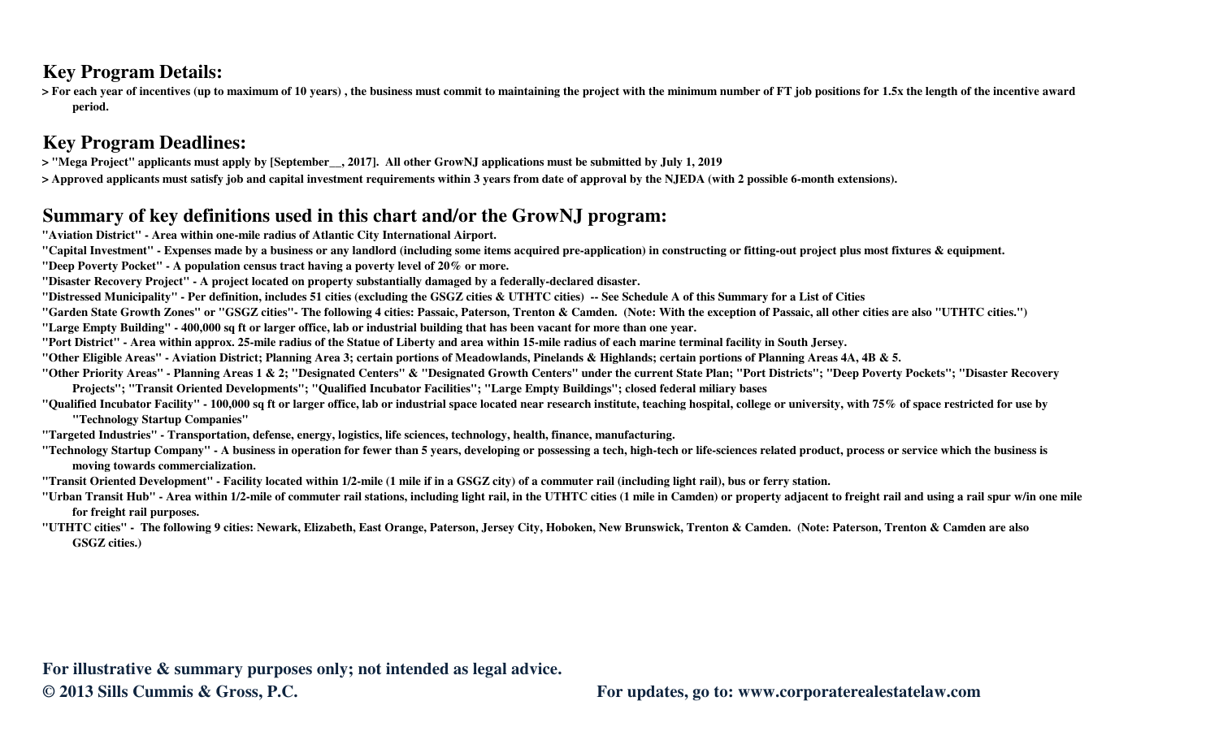## Key Program Details:

> For each year of incentives (up to maximum of 10 years) , the business must commit to maintaining the project with the minimum number of FT job positions for 1.5x the length of the incentive award period.

## Key Program Deadlines:

> "Mega Project" applicants must apply by [September__, 2017]. All other GrowNJ applications must be submitted by July 1, 2019

> Approved applicants must satisfy job and capital investment requirements within 3 years from date of approval by the NJEDA (with 2 possible 6-month extensions).

## Summary of key definitions used in this chart and/or the GrowNJ program:

**"Aviation District"** - Area within one-mile radius of Atlantic City International Airport.

**"Capital Investment"** - Expenses made by a business or any landlord (including some items acquired pre-application) in constructing or fitting-out project plus most fixtures & equipment.

**"Deep Poverty Pocket"** - A population census tract having a poverty level of 20% or more.

**"Disaster Recovery Project"** - A project located on property substantially damaged by a federally-declared disaster.

**"Distressed Municipality"** - Per definition, includes 51 cities (excluding the GSGZ cities & UTHTC cities) -- See Schedule A of this Summary for a List of Cities

**"Garden State Growth Zones" or "GSGZ cities"**- The following 4 cities: Passaic, Paterson, Trenton & Camden. (Note: With the exception of Passaic, all other cities are also "UTHTC cities.")

**"Large Empty Building"** - 400,000 sq ft or larger office, lab or industrial building that has been vacant for more than one year.

**"Port District"** - Area within approx. 25-mile radius of the Statue of Liberty and area within 15-mile radius of each marine terminal facility in South Jersey.

**"Other Eligible Areas"** - Aviation District; Planning Area 3; certain portions of Meadowlands, Pinelands & Highlands; certain portions of Planning Areas 4A, 4B & 5.

**"Other Priority Areas"** - Planning Areas 1 & 2; "Designated Centers" & "Designated Growth Centers" under the current State Plan; "Port Districts"; "Deep Poverty Pockets"; "Disaster Recovery Projects"; "Transit Oriented Developments"; "Qualified Incubator Facilities"; "Large Empty Buildings"; closed federal miliary bases

**"Qualified Incubator Facility"** - 100,000 sq ft or larger office, lab or industrial space located near research institute, teaching hospital, college or university, with 75% of space restricted for use by "Technology Startup Companies"

**"Targeted Industries"** - Transportation, defense, energy, logistics, life sciences, technology, health, finance, manufacturing.

**"Technology Startup Company"** - A business in operation for fewer than 5 years, developing or possessing a tech, high-tech or life-sciences related product, process or service which the business is moving towards commercialization.

**"Transit Oriented Development"** - Facility located within 1/2-mile (1 mile if in a GSGZ city) of a commuter rail (including light rail), bus or ferry station.

**"Urban Transit Hub"** - Area within 1/2-mile of commuter rail stations, including light rail, in the UTHTC cities (1 mile in Camden) or property adjacent to freight rail and using a rail spur w/in one mile for freight rail purposes.

**"UTHTC cities"** - The following 9 cities: Newark, Elizabeth, East Orange, Paterson, Jersey City, Hoboken, New Brunswick, Trenton & Camden. (Note: Paterson, Trenton & Camden are also GSGZ cities.)

**For illustrative & summary purposes only; not intended as legal advice.**

**© 2013 Sills Cummis & Gross, P.C.**

**For updates, go to: www.corporaterealestatelaw.com**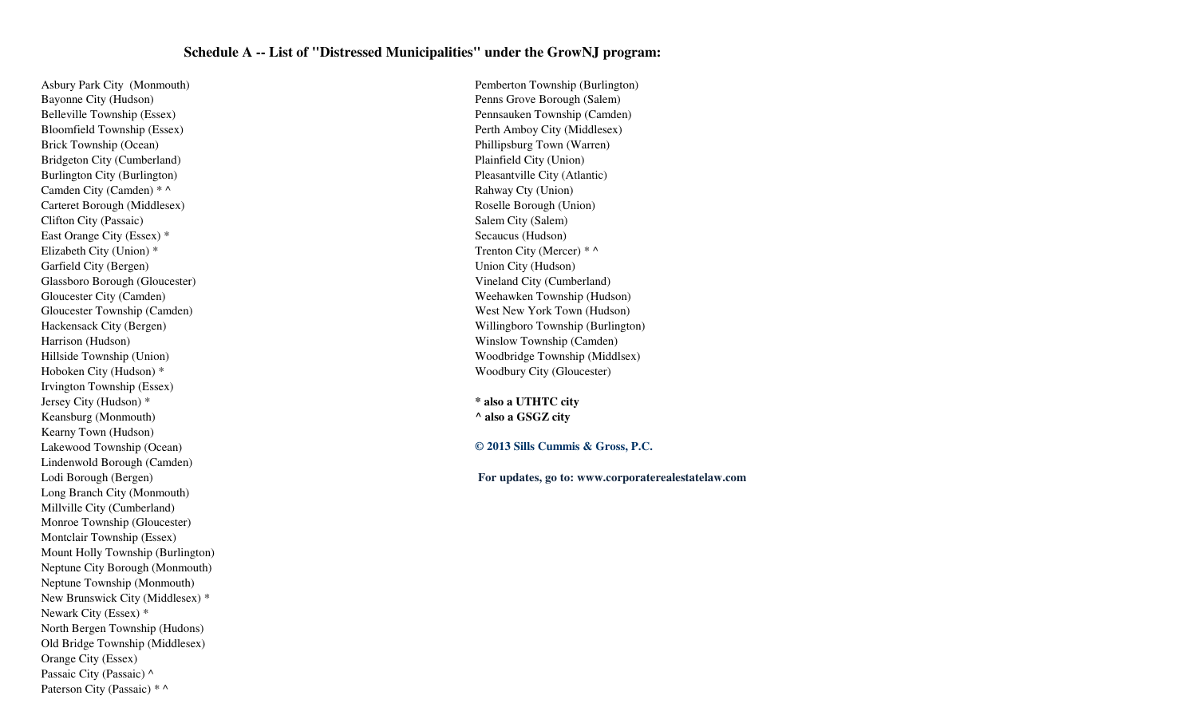### Schedule A -- List of "Distressed Municipalities" under the GrowNJ program:

Asbury Park City (Monmouth)
Bayonne City (Hudson)
Belleville Township (Essex)
Bloomfield Township (Essex)
Brick Township (Ocean)
Bridgeton City (Cumberland)
Burlington City (Burlington)
Camden City (Camden) * ^
Carteret Borough (Middlesex)
Clifton City (Passaic)
East Orange City (Essex) *
Elizabeth City (Union) *
Garfield City (Bergen)
Glassboro Borough (Gloucester)
Gloucester City (Camden)
Gloucester Township (Camden)
Hackensack City (Bergen)
Harrison (Hudson)
Hillside Township (Union)
Hoboken City (Hudson) *
Irvington Township (Essex)
Jersey City (Hudson) *
Keansburg (Monmouth)
Kearny Town (Hudson)
Lakewood Township (Ocean)
Lindenwold Borough (Camden)
Lodi Borough (Bergen)
Long Branch City (Monmouth)
Millville City (Cumberland)
Monroe Township (Gloucester)
Montclair Township (Essex)
Mount Holly Township (Burlington)
Neptune City Borough (Monmouth)
Neptune Township (Monmouth)
New Brunswick City (Middlesex) *
Newark City (Essex) *
North Bergen Township (Hudons)
Old Bridge Township (Middlesex)
Orange City (Essex)
Passaic City (Passaic) ^
Paterson City (Passaic) * ^
Pemberton Township (Burlington)
Penns Grove Borough (Salem)
Pennsauken Township (Camden)
Perth Amboy City (Middlesex)
Phillipsburg Town (Warren)
Plainfield City (Union)
Pleasantville City (Atlantic)
Rahway Cty (Union)
Roselle Borough (Union)
Salem City (Salem)
Secaucus (Hudson)
Trenton City (Mercer) * ^
Union City (Hudson)
Vineland City (Cumberland)
Weehawken Township (Hudson)
West New York Town (Hudson)
Willingboro Township (Burlington)
Winslow Township (Camden)
Woodbridge Township (Middlsex)
Woodbury City (Gloucester)

**\* also a UTHTC city**
**^ also a GSGZ city**

**© 2013 Sills Cummis & Gross, P.C.**

**For updates, go to: www.corporaterealestatelaw.com**